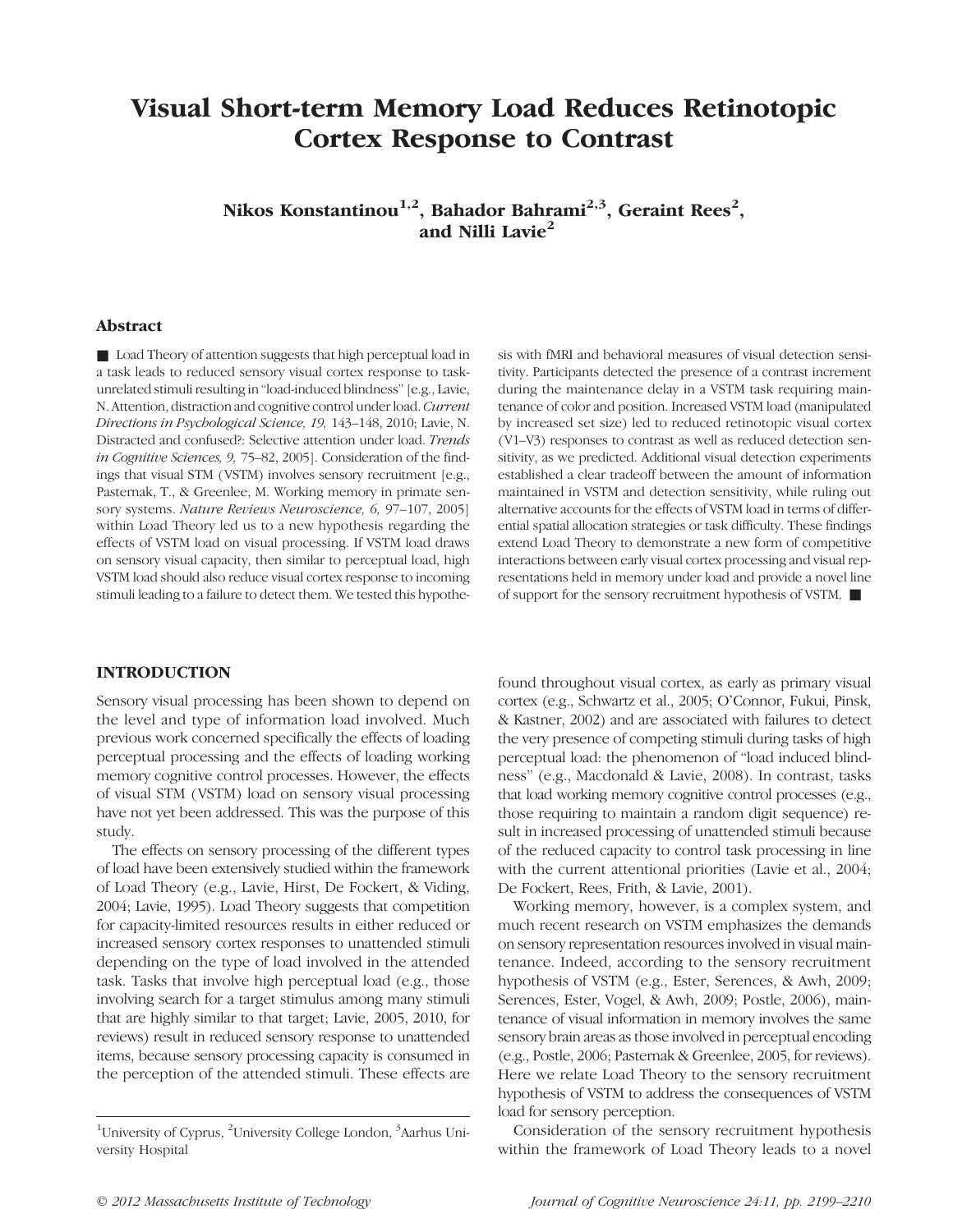# Visual Short-term Memory Load Reduces Retinotopic Cortex Response to Contrast

**Nikos Konstantinou[1,2], Bahador Bahrami[2,3], Geraint Rees[2], and Nilli Lavie[2]**

## Abstract

■ Load Theory of attention suggests that high perceptual load in a task leads to reduced sensory visual cortex response to task-unrelated stimuli resulting in "load-induced blindness" [e.g., Lavie, N. Attention, distraction and cognitive control under load. *Current Directions in Psychological Science, 19,* 143–148, 2010; Lavie, N. Distracted and confused?: Selective attention under load. *Trends in Cognitive Sciences, 9,* 75–82, 2005]. Consideration of the findings that visual STM (VSTM) involves sensory recruitment [e.g., Pasternak, T., & Greenlee, M. Working memory in primate sensory systems. *Nature Reviews Neuroscience, 6,* 97–107, 2005] within Load Theory led us to a new hypothesis regarding the effects of VSTM load on visual processing. If VSTM load draws on sensory visual capacity, then similar to perceptual load, high VSTM load should also reduce visual cortex response to incoming stimuli leading to a failure to detect them. We tested this hypothesis with fMRI and behavioral measures of visual detection sensitivity. Participants detected the presence of a contrast increment during the maintenance delay in a VSTM task requiring maintenance of color and position. Increased VSTM load (manipulated by increased set size) led to reduced retinotopic visual cortex (V1–V3) responses to contrast as well as reduced detection sensitivity, as we predicted. Additional visual detection experiments established a clear tradeoff between the amount of information maintained in VSTM and detection sensitivity, while ruling out alternative accounts for the effects of VSTM load in terms of differential spatial allocation strategies or task difficulty. These findings extend Load Theory to demonstrate a new form of competitive interactions between early visual cortex processing and visual representations held in memory under load and provide a novel line of support for the sensory recruitment hypothesis of VSTM. ■

## INTRODUCTION

Sensory visual processing has been shown to depend on the level and type of information load involved. Much previous work concerned specifically the effects of loading perceptual processing and the effects of loading working memory cognitive control processes. However, the effects of visual STM (VSTM) load on sensory visual processing have not yet been addressed. This was the purpose of this study.

The effects on sensory processing of the different types of load have been extensively studied within the framework of Load Theory (e.g., Lavie, Hirst, De Fockert, & Viding, 2004; Lavie, 1995). Load Theory suggests that competition for capacity-limited resources results in either reduced or increased sensory cortex responses to unattended stimuli depending on the type of load involved in the attended task. Tasks that involve high perceptual load (e.g., those involving search for a target stimulus among many stimuli that are highly similar to that target; Lavie, 2005, 2010, for reviews) result in reduced sensory response to unattended items, because sensory processing capacity is consumed in the perception of the attended stimuli. These effects are found throughout visual cortex, as early as primary visual cortex (e.g., Schwartz et al., 2005; O'Connor, Fukui, Pinsk, & Kastner, 2002) and are associated with failures to detect the very presence of competing stimuli during tasks of high perceptual load: the phenomenon of "load induced blindness" (e.g., Macdonald & Lavie, 2008). In contrast, tasks that load working memory cognitive control processes (e.g., those requiring to maintain a random digit sequence) result in increased processing of unattended stimuli because of the reduced capacity to control task processing in line with the current attentional priorities (Lavie et al., 2004; De Fockert, Rees, Frith, & Lavie, 2001).

Working memory, however, is a complex system, and much recent research on VSTM emphasizes the demands on sensory representation resources involved in visual maintenance. Indeed, according to the sensory recruitment hypothesis of VSTM (e.g., Ester, Serences, & Awh, 2009; Serences, Ester, Vogel, & Awh, 2009; Postle, 2006), maintenance of visual information in memory involves the same sensory brain areas as those involved in perceptual encoding (e.g., Postle, 2006; Pasternak & Greenlee, 2005, for reviews). Here we relate Load Theory to the sensory recruitment hypothesis of VSTM to address the consequences of VSTM load for sensory perception.

Consideration of the sensory recruitment hypothesis within the framework of Load Theory leads to a novel

[1]University of Cyprus, [2]University College London, [3]Aarhus University Hospital

© 2012 Massachusetts Institute of Technology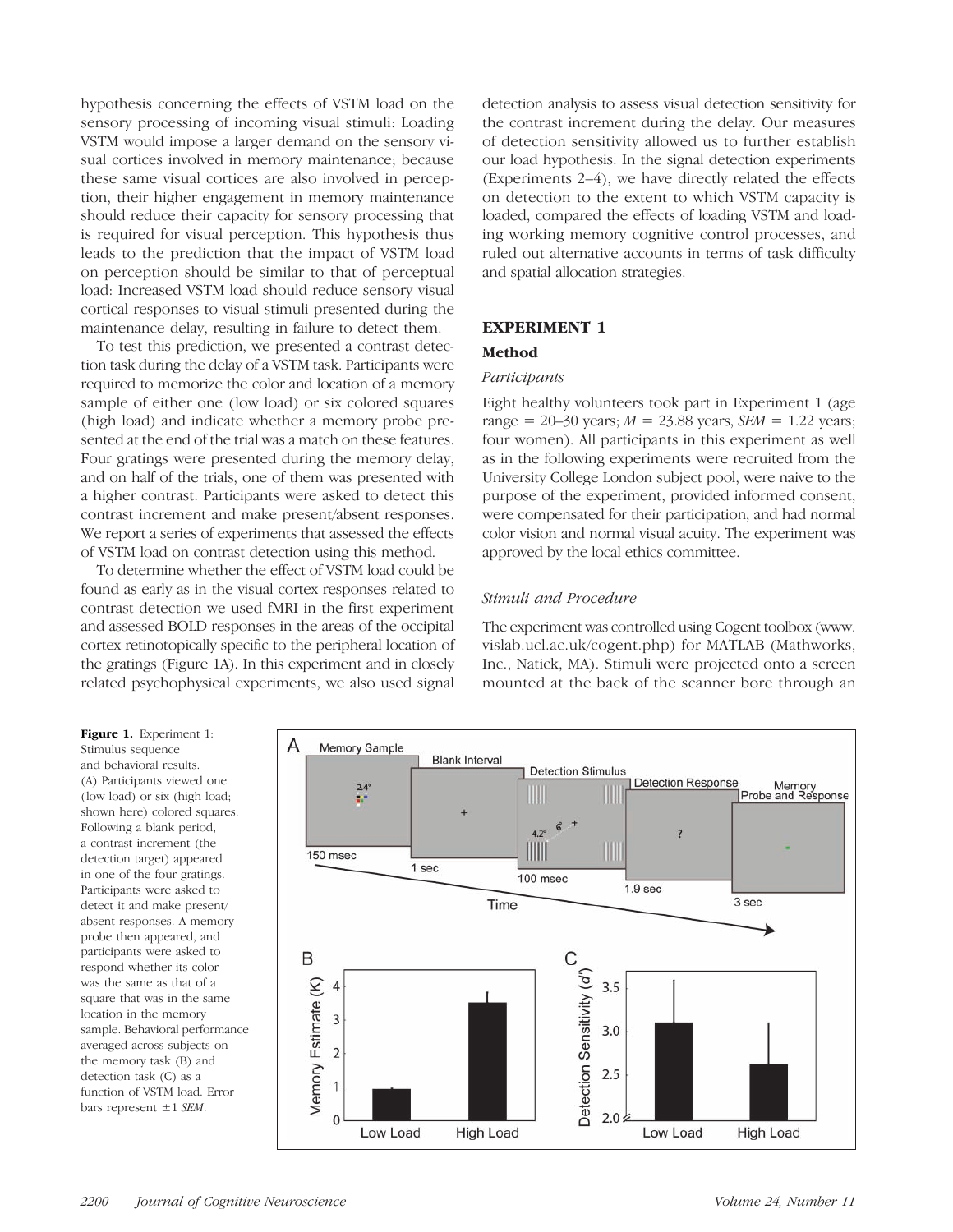hypothesis concerning the effects of VSTM load on the sensory processing of incoming visual stimuli: Loading VSTM would impose a larger demand on the sensory visual cortices involved in memory maintenance; because these same visual cortices are also involved in perception, their higher engagement in memory maintenance should reduce their capacity for sensory processing that is required for visual perception. This hypothesis thus leads to the prediction that the impact of VSTM load on perception should be similar to that of perceptual load: Increased VSTM load should reduce sensory visual cortical responses to visual stimuli presented during the maintenance delay, resulting in failure to detect them.

To test this prediction, we presented a contrast detection task during the delay of a VSTM task. Participants were required to memorize the color and location of a memory sample of either one (low load) or six colored squares (high load) and indicate whether a memory probe presented at the end of the trial was a match on these features. Four gratings were presented during the memory delay, and on half of the trials, one of them was presented with a higher contrast. Participants were asked to detect this contrast increment and make present/absent responses. We report a series of experiments that assessed the effects of VSTM load on contrast detection using this method.

To determine whether the effect of VSTM load could be found as early as in the visual cortex responses related to contrast detection we used fMRI in the first experiment and assessed BOLD responses in the areas of the occipital cortex retinotopically specific to the peripheral location of the gratings (Figure 1A). In this experiment and in closely related psychophysical experiments, we also used signal detection analysis to assess visual detection sensitivity for the contrast increment during the delay. Our measures of detection sensitivity allowed us to further establish our load hypothesis. In the signal detection experiments (Experiments 2–4), we have directly related the effects on detection to the extent to which VSTM capacity is loaded, compared the effects of loading VSTM and loading working memory cognitive control processes, and ruled out alternative accounts in terms of task difficulty and spatial allocation strategies.

## EXPERIMENT 1

### Method

#### *Participants*

Eight healthy volunteers took part in Experiment 1 (age range = 20–30 years; $M = 23.88$ years, $SEM = 1.22$ years; four women). All participants in this experiment as well as in the following experiments were recruited from the University College London subject pool, were naive to the purpose of the experiment, provided informed consent, were compensated for their participation, and had normal color vision and normal visual acuity. The experiment was approved by the local ethics committee.

#### *Stimuli and Procedure*

The experiment was controlled using Cogent toolbox (www.vislab.ucl.ac.uk/cogent.php) for MATLAB (Mathworks, Inc., Natick, MA). Stimuli were projected onto a screen mounted at the back of the scanner bore through an

A
Memory Sample
2.4°
150 msec
Blank Interval
1 sec
Detection Stimulus
4.2°
6°
100 msec
Detection Response
?
1.9 sec
Memory Probe and Response
3 sec
Time

B
Memory Estimate (K)
4
3
2
1
0
Low Load
High Load

C
Detection Sensitivity (d')
3.5
3.0
2.5
2.0
Low Load
High Load

**Figure 1.** Experiment 1: Stimulus sequence and behavioral results. (A) Participants viewed one (low load) or six (high load; shown here) colored squares. Following a blank period, a contrast increment (the detection target) appeared in one of the four gratings. Participants were asked to detect it and make present/absent responses. A memory probe then appeared, and participants were asked to respond whether its color was the same as that of a square that was in the same location in the memory sample. Behavioral performance averaged across subjects on the memory task (B) and detection task (C) as a function of VSTM load. Error bars represent ±1 *SEM*.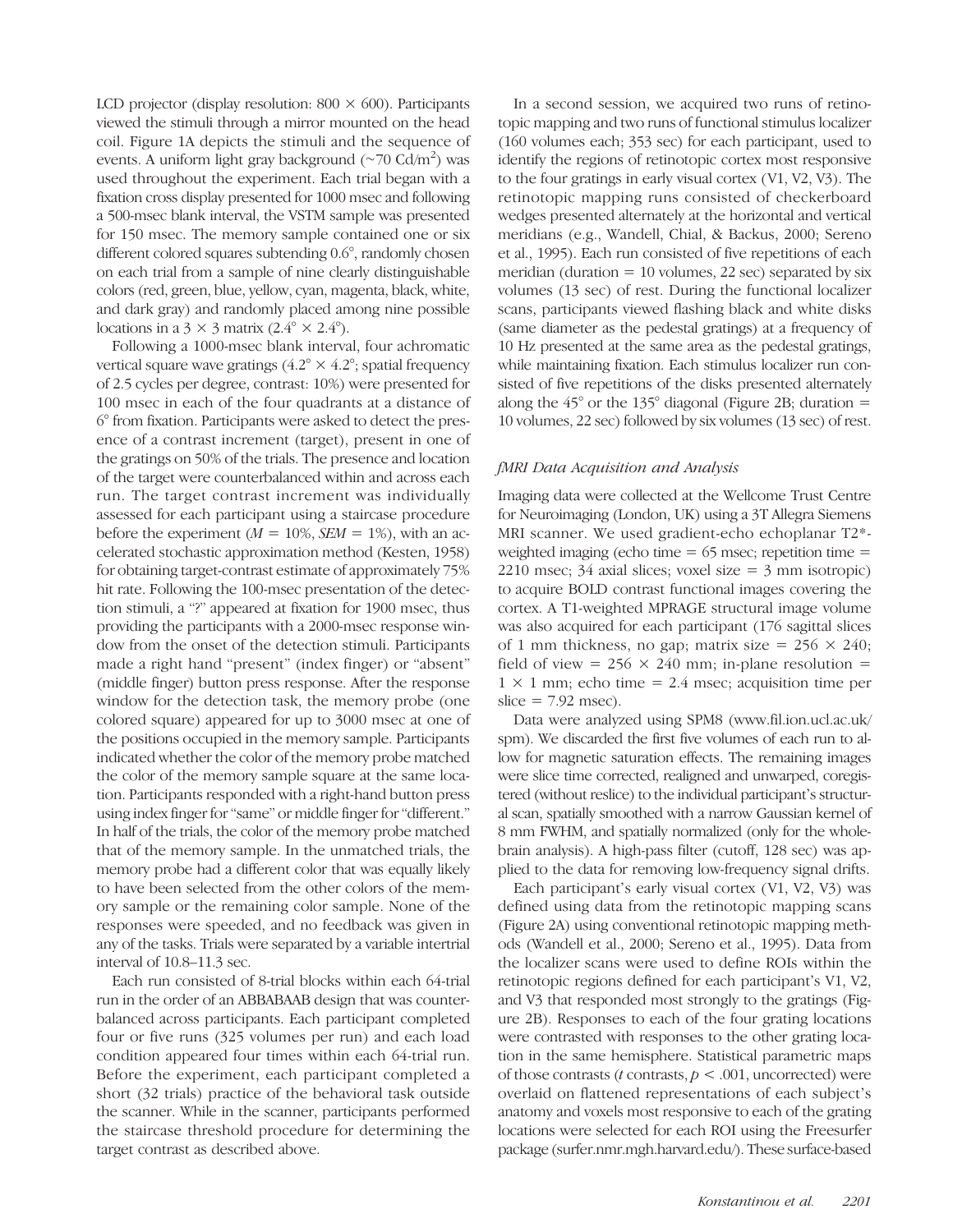LCD projector (display resolution: 800 × 600). Participants viewed the stimuli through a mirror mounted on the head coil. Figure 1A depicts the stimuli and the sequence of events. A uniform light gray background (~70 Cd/m$^2$) was used throughout the experiment. Each trial began with a fixation cross display presented for 1000 msec and following a 500-msec blank interval, the VSTM sample was presented for 150 msec. The memory sample contained one or six different colored squares subtending 0.6°, randomly chosen on each trial from a sample of nine clearly distinguishable colors (red, green, blue, yellow, cyan, magenta, black, white, and dark gray) and randomly placed among nine possible locations in a 3 × 3 matrix (2.4° × 2.4°).

Following a 1000-msec blank interval, four achromatic vertical square wave gratings (4.2° × 4.2°; spatial frequency of 2.5 cycles per degree, contrast: 10%) were presented for 100 msec in each of the four quadrants at a distance of 6° from fixation. Participants were asked to detect the presence of a contrast increment (target), present in one of the gratings on 50% of the trials. The presence and location of the target were counterbalanced within and across each run. The target contrast increment was individually assessed for each participant using a staircase procedure before the experiment ($M$ = 10%, $SEM$ = 1%), with an accelerated stochastic approximation method (Kesten, 1958) for obtaining target-contrast estimate of approximately 75% hit rate. Following the 100-msec presentation of the detection stimuli, a "?" appeared at fixation for 1900 msec, thus providing the participants with a 2000-msec response window from the onset of the detection stimuli. Participants made a right hand "present" (index finger) or "absent" (middle finger) button press response. After the response window for the detection task, the memory probe (one colored square) appeared for up to 3000 msec at one of the positions occupied in the memory sample. Participants indicated whether the color of the memory probe matched the color of the memory sample square at the same location. Participants responded with a right-hand button press using index finger for "same" or middle finger for "different." In half of the trials, the color of the memory probe matched that of the memory sample. In the unmatched trials, the memory probe had a different color that was equally likely to have been selected from the other colors of the memory sample or the remaining color sample. None of the responses were speeded, and no feedback was given in any of the tasks. Trials were separated by a variable intertrial interval of 10.8–11.3 sec.

Each run consisted of 8-trial blocks within each 64-trial run in the order of an ABBABAAB design that was counterbalanced across participants. Each participant completed four or five runs (325 volumes per run) and each load condition appeared four times within each 64-trial run. Before the experiment, each participant completed a short (32 trials) practice of the behavioral task outside the scanner. While in the scanner, participants performed the staircase threshold procedure for determining the target contrast as described above.

In a second session, we acquired two runs of retinotopic mapping and two runs of functional stimulus localizer (160 volumes each; 353 sec) for each participant, used to identify the regions of retinotopic cortex most responsive to the four gratings in early visual cortex (V1, V2, V3). The retinotopic mapping runs consisted of checkerboard wedges presented alternately at the horizontal and vertical meridians (e.g., Wandell, Chial, & Backus, 2000; Sereno et al., 1995). Each run consisted of five repetitions of each meridian (duration = 10 volumes, 22 sec) separated by six volumes (13 sec) of rest. During the functional localizer scans, participants viewed flashing black and white disks (same diameter as the pedestal gratings) at a frequency of 10 Hz presented at the same area as the pedestal gratings, while maintaining fixation. Each stimulus localizer run consisted of five repetitions of the disks presented alternately along the 45° or the 135° diagonal (Figure 2B; duration = 10 volumes, 22 sec) followed by six volumes (13 sec) of rest.

### *fMRI Data Acquisition and Analysis*

Imaging data were collected at the Wellcome Trust Centre for Neuroimaging (London, UK) using a 3T Allegra Siemens MRI scanner. We used gradient-echo echoplanar T2*-weighted imaging (echo time = 65 msec; repetition time = 2210 msec; 34 axial slices; voxel size = 3 mm isotropic) to acquire BOLD contrast functional images covering the cortex. A T1-weighted MPRAGE structural image volume was also acquired for each participant (176 sagittal slices of 1 mm thickness, no gap; matrix size = 256 × 240; field of view = 256 × 240 mm; in-plane resolution = 1 × 1 mm; echo time = 2.4 msec; acquisition time per slice = 7.92 msec).

Data were analyzed using SPM8 (www.fil.ion.ucl.ac.uk/spm). We discarded the first five volumes of each run to allow for magnetic saturation effects. The remaining images were slice time corrected, realigned and unwarped, coregistered (without reslice) to the individual participant's structural scan, spatially smoothed with a narrow Gaussian kernel of 8 mm FWHM, and spatially normalized (only for the whole-brain analysis). A high-pass filter (cutoff, 128 sec) was applied to the data for removing low-frequency signal drifts.

Each participant's early visual cortex (V1, V2, V3) was defined using data from the retinotopic mapping scans (Figure 2A) using conventional retinotopic mapping methods (Wandell et al., 2000; Sereno et al., 1995). Data from the localizer scans were used to define ROIs within the retinotopic regions defined for each participant's V1, V2, and V3 that responded most strongly to the gratings (Figure 2B). Responses to each of the four grating locations were contrasted with responses to the other grating location in the same hemisphere. Statistical parametric maps of those contrasts ($t$ contrasts, $p < .001$, uncorrected) were overlaid on flattened representations of each subject's anatomy and voxels most responsive to each of the grating locations were selected for each ROI using the Freesurfer package (surfer.nmr.mgh.harvard.edu/). These surface-based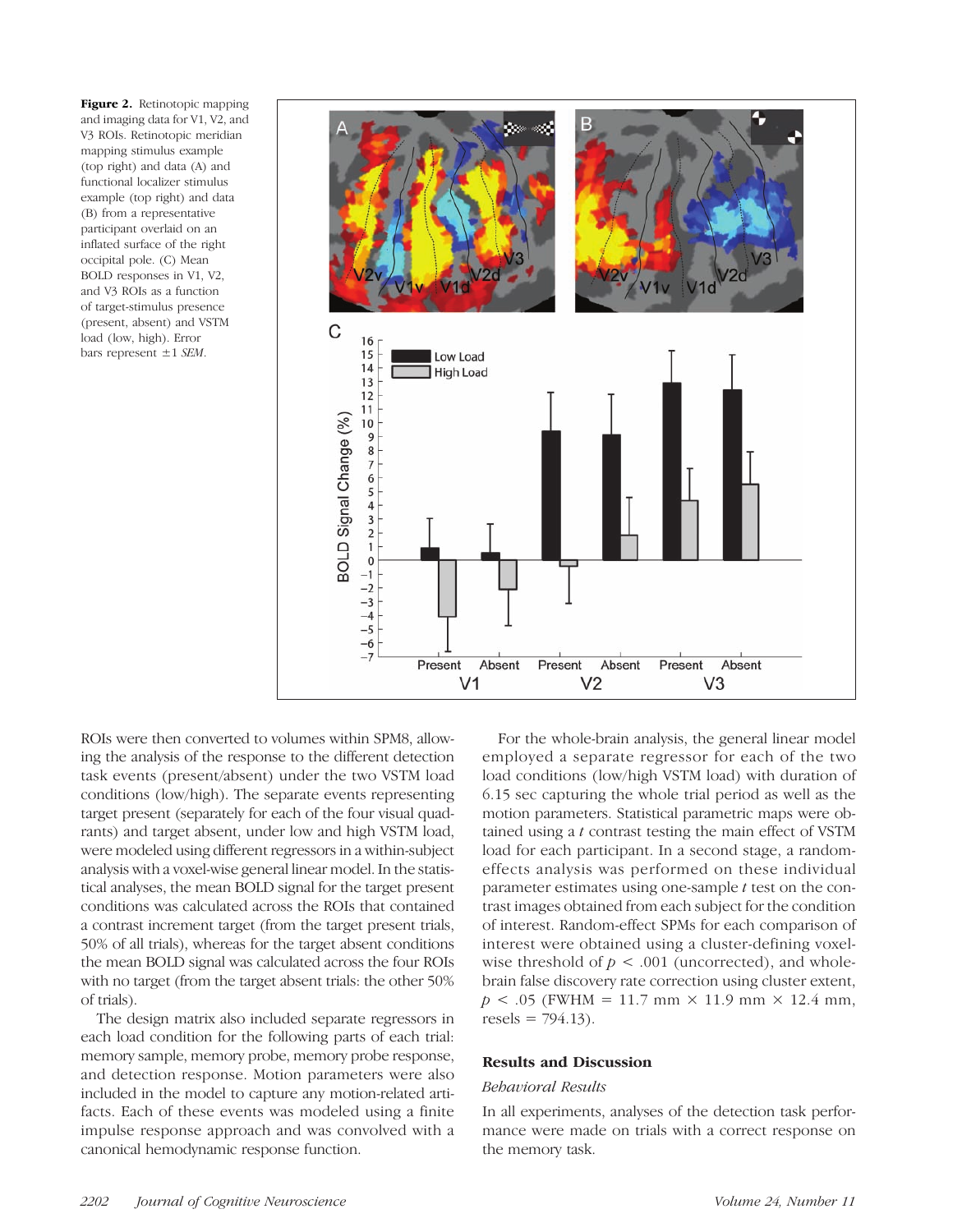**Figure 2.** Retinotopic mapping and imaging data for V1, V2, and V3 ROIs. Retinotopic meridian mapping stimulus example (top right) and data (A) and functional localizer stimulus example (top right) and data (B) from a representative participant overlaid on an inflated surface of the right occipital pole. (C) Mean BOLD responses in V1, V2, and V3 ROIs as a function of target-stimulus presence (present, absent) and VSTM load (low, high). Error bars represent ±1 *SEM*.

ROIs were then converted to volumes within SPM8, allowing the analysis of the response to the different detection task events (present/absent) under the two VSTM load conditions (low/high). The separate events representing target present (separately for each of the four visual quadrants) and target absent, under low and high VSTM load, were modeled using different regressors in a within-subject analysis with a voxel-wise general linear model. In the statistical analyses, the mean BOLD signal for the target present conditions was calculated across the ROIs that contained a contrast increment target (from the target present trials, 50% of all trials), whereas for the target absent conditions the mean BOLD signal was calculated across the four ROIs with no target (from the target absent trials: the other 50% of trials).

The design matrix also included separate regressors in each load condition for the following parts of each trial: memory sample, memory probe, memory probe response, and detection response. Motion parameters were also included in the model to capture any motion-related artifacts. Each of these events was modeled using a finite impulse response approach and was convolved with a canonical hemodynamic response function.

For the whole-brain analysis, the general linear model employed a separate regressor for each of the two load conditions (low/high VSTM load) with duration of 6.15 sec capturing the whole trial period as well as the motion parameters. Statistical parametric maps were obtained using a $t$ contrast testing the main effect of VSTM load for each participant. In a second stage, a random-effects analysis was performed on these individual parameter estimates using one-sample $t$ test on the contrast images obtained from each subject for the condition of interest. Random-effect SPMs for each comparison of interest were obtained using a cluster-defining voxel-wise threshold of $p < .001$ (uncorrected), and whole-brain false discovery rate correction using cluster extent, $p < .05$ (FWHM = 11.7 mm × 11.9 mm × 12.4 mm, resels = 794.13).

## Results and Discussion

### *Behavioral Results*

In all experiments, analyses of the detection task performance were made on trials with a correct response on the memory task.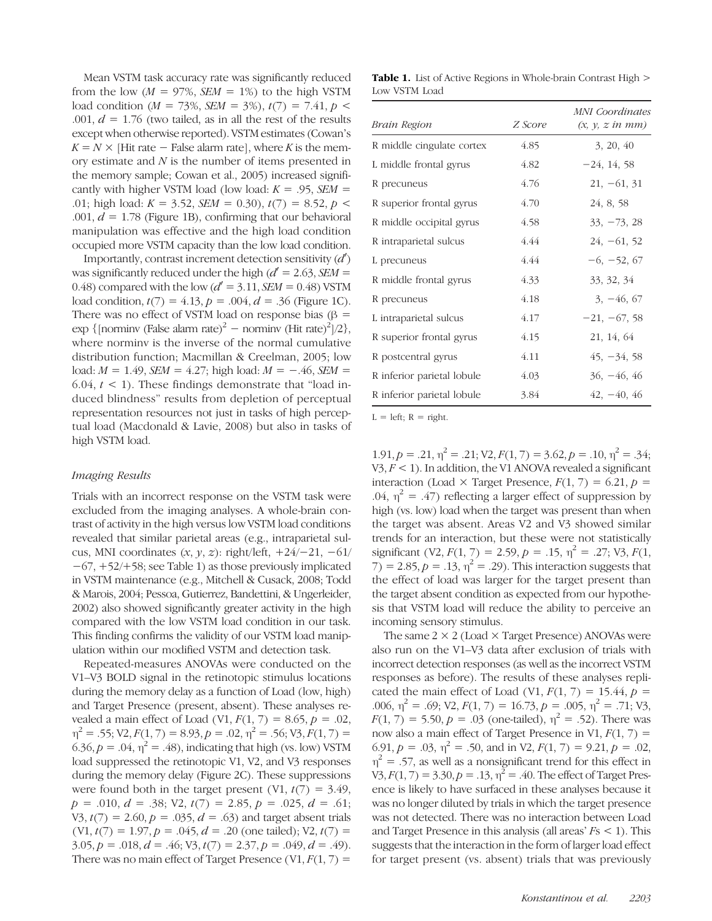Mean VSTM task accuracy rate was significantly reduced from the low ($M$ = 97%, $SEM$ = 1%) to the high VSTM load condition ($M$ = 73%, $SEM$ = 3%), $t(7) = 7.41$, $p < .001$, $d = 1.76$ (two tailed, as in all the rest of the results except when otherwise reported). VSTM estimates (Cowan's $K = N \times$ [Hit rate − False alarm rate], where $K$ is the memory estimate and $N$ is the number of items presented in the memory sample; Cowan et al., 2005) increased significantly with higher VSTM load (low load: $K = .95$, $SEM = .01$; high load: $K = 3.52$, $SEM = 0.30$), $t(7) = 8.52$, $p < .001$, $d = 1.78$ (Figure 1B), confirming that our behavioral manipulation was effective and the high load condition occupied more VSTM capacity than the low load condition.

Importantly, contrast increment detection sensitivity ($d'$) was significantly reduced under the high ($d' = 2.63$, $SEM = 0.48$) compared with the low ($d' = 3.11$, $SEM = 0.48$) VSTM load condition, $t(7) = 4.13$, $p = .004$, $d = .36$ (Figure 1C). There was no effect of VSTM load on response bias ($\beta = \exp\{[\text{norminv (False alarm rate)}^2 - \text{norminv (Hit rate)}^2]/2\}$, where norminv is the inverse of the normal cumulative distribution function; Macmillan & Creelman, 2005; low load: $M = 1.49$, $SEM = 4.27$; high load: $M = -.46$, $SEM = 6.04$, $t < 1$). These findings demonstrate that "load induced blindness" results from depletion of perceptual representation resources not just in tasks of high perceptual load (Macdonald & Lavie, 2008) but also in tasks of high VSTM load.

### *Imaging Results*

Trials with an incorrect response on the VSTM task were excluded from the imaging analyses. A whole-brain contrast of activity in the high versus low VSTM load conditions revealed that similar parietal areas (e.g., intraparietal sulcus, MNI coordinates ($x$, $y$, $z$): right/left, +24/−21, −61/−67, +52/+58; see Table 1) as those previously implicated in VSTM maintenance (e.g., Mitchell & Cusack, 2008; Todd & Marois, 2004; Pessoa, Gutierrez, Bandettini, & Ungerleider, 2002) also showed significantly greater activity in the high compared with the low VSTM load condition in our task. This finding confirms the validity of our VSTM load manipulation within our modified VSTM and detection task.

Repeated-measures ANOVAs were conducted on the V1–V3 BOLD signal in the retinotopic stimulus locations during the memory delay as a function of Load (low, high) and Target Presence (present, absent). These analyses revealed a main effect of Load (V1, $F(1, 7) = 8.65$, $p = .02$, $\eta^2 = .55$; V2, $F(1, 7) = 8.93$, $p = .02$, $\eta^2 = .56$; V3, $F(1, 7) = 6.36$, $p = .04$, $\eta^2 = .48$), indicating that high (vs. low) VSTM load suppressed the retinotopic V1, V2, and V3 responses during the memory delay (Figure 2C). These suppressions were found both in the target present (V1, $t(7) = 3.49$, $p = .010$, $d = .38$; V2, $t(7) = 2.85$, $p = .025$, $d = .61$; V3, $t(7) = 2.60$, $p = .035$, $d = .63$) and target absent trials (V1, $t(7) = 1.97$, $p = .045$, $d = .20$ (one tailed); V2, $t(7) = 3.05$, $p = .018$, $d = .46$; V3, $t(7) = 2.37$, $p = .049$, $d = .49$). There was no main effect of Target Presence (V1, $F(1, 7) = 1.91$, $p = .21$, $\eta^2 = .21$; V2, $F(1, 7) = 3.62$, $p = .10$, $\eta^2 = .34$; V3, $F < 1$). In addition, the V1 ANOVA revealed a significant interaction (Load × Target Presence, $F(1, 7) = 6.21$, $p = .04$, $\eta^2 = .47$) reflecting a larger effect of suppression by high (vs. low) load when the target was present than when the target was absent. Areas V2 and V3 showed similar trends for an interaction, but these were not statistically significant (V2, $F(1, 7) = 2.59$, $p = .15$, $\eta^2 = .27$; V3, $F(1, 7) = 2.85$, $p = .13$, $\eta^2 = .29$). This interaction suggests that the effect of load was larger for the target present than the target absent condition as expected from our hypothesis that VSTM load will reduce the ability to perceive an incoming sensory stimulus.

The same 2 × 2 (Load × Target Presence) ANOVAs were also run on the V1–V3 data after exclusion of trials with incorrect detection responses (as well as the incorrect VSTM responses as before). The results of these analyses replicated the main effect of Load (V1, $F(1, 7) = 15.44$, $p = .006$, $\eta^2 = .69$; V2, $F(1, 7) = 16.73$, $p = .005$, $\eta^2 = .71$; V3, $F(1, 7) = 5.50$, $p = .03$ (one-tailed), $\eta^2 = .52$). There was now also a main effect of Target Presence in V1, $F(1, 7) = 6.91$, $p = .03$, $\eta^2 = .50$, and in V2, $F(1, 7) = 9.21$, $p = .02$, $\eta^2 = .57$, as well as a nonsignificant trend for this effect in V3, $F(1, 7) = 3.30$, $p = .13$, $\eta^2 = .40$. The effect of Target Presence is likely to have surfaced in these analyses because it was no longer diluted by trials in which the target presence was not detected. There was no interaction between Load and Target Presence in this analysis (all areas' $F$s < 1). This suggests that the interaction in the form of larger load effect for target present (vs. absent) trials that was previously

**Table 1.** List of Active Regions in Whole-brain Contrast High > Low VSTM Load

| *Brain Region* | *Z Score* | *MNI Coordinates (x, y, z in mm)* |
|---|---|---|
| R middle cingulate cortex | 4.85 | 3, 20, 40 |
| L middle frontal gyrus | 4.82 | −24, 14, 58 |
| R precuneus | 4.76 | 21, −61, 31 |
| R superior frontal gyrus | 4.70 | 24, 8, 58 |
| R middle occipital gyrus | 4.58 | 33, −73, 28 |
| R intraparietal sulcus | 4.44 | 24, −61, 52 |
| L precuneus | 4.44 | −6, −52, 67 |
| R middle frontal gyrus | 4.33 | 33, 32, 34 |
| R precuneus | 4.18 | 3, −46, 67 |
| L intraparietal sulcus | 4.17 | −21, −67, 58 |
| R superior frontal gyrus | 4.15 | 21, 14, 64 |
| R postcentral gyrus | 4.11 | 45, −34, 58 |
| R inferior parietal lobule | 4.03 | 36, −46, 46 |
| R inferior parietal lobule | 3.84 | 42, −40, 46 |

L = left; R = right.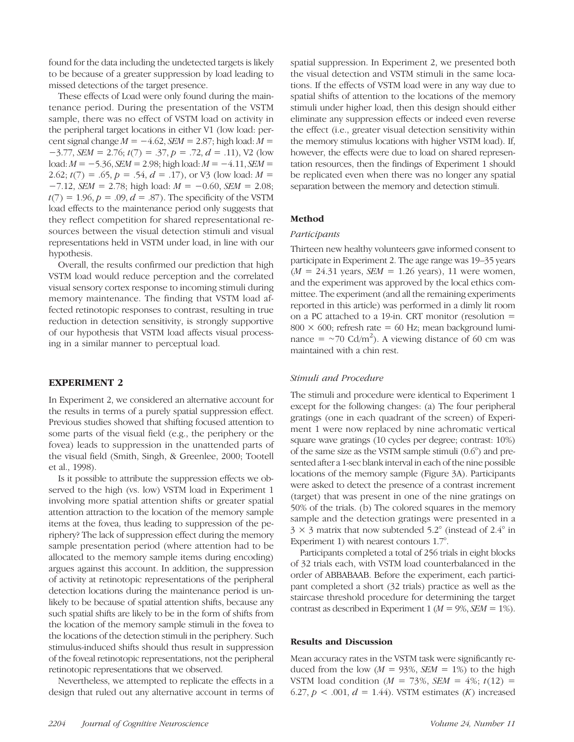found for the data including the undetected targets is likely to be because of a greater suppression by load leading to missed detections of the target presence.

These effects of Load were only found during the maintenance period. During the presentation of the VSTM sample, there was no effect of VSTM load on activity in the peripheral target locations in either V1 (low load: percent signal change $M = -4.62$, $SEM = 2.87$; high load: $M = -3.77$, $SEM = 2.76$; $t(7) = .37$, $p = .72$, $d = .11$), V2 (low load: $M = -5.36$, $SEM = 2.98$; high load: $M = -4.11$, $SEM = 2.62$; $t(7) = .65$, $p = .54$, $d = .17$), or V3 (low load: $M = -7.12$, $SEM = 2.78$; high load: $M = -0.60$, $SEM = 2.08$; $t(7) = 1.96$, $p = .09$, $d = .87$). The specificity of the VSTM load effects to the maintenance period only suggests that they reflect competition for shared representational resources between the visual detection stimuli and visual representations held in VSTM under load, in line with our hypothesis.

Overall, the results confirmed our prediction that high VSTM load would reduce perception and the correlated visual sensory cortex response to incoming stimuli during memory maintenance. The finding that VSTM load affected retinotopic responses to contrast, resulting in true reduction in detection sensitivity, is strongly supportive of our hypothesis that VSTM load affects visual processing in a similar manner to perceptual load.

## EXPERIMENT 2

In Experiment 2, we considered an alternative account for the results in terms of a purely spatial suppression effect. Previous studies showed that shifting focused attention to some parts of the visual field (e.g., the periphery or the fovea) leads to suppression in the unattended parts of the visual field (Smith, Singh, & Greenlee, 2000; Tootell et al., 1998).

Is it possible to attribute the suppression effects we observed to the high (vs. low) VSTM load in Experiment 1 involving more spatial attention shifts or greater spatial attention attraction to the location of the memory sample items at the fovea, thus leading to suppression of the periphery? The lack of suppression effect during the memory sample presentation period (where attention had to be allocated to the memory sample items during encoding) argues against this account. In addition, the suppression of activity at retinotopic representations of the peripheral detection locations during the maintenance period is unlikely to be because of spatial attention shifts, because any such spatial shifts are likely to be in the form of shifts from the location of the memory sample stimuli in the fovea to the locations of the detection stimuli in the periphery. Such stimulus-induced shifts should thus result in suppression of the foveal retinotopic representations, not the peripheral retinotopic representations that we observed.

Nevertheless, we attempted to replicate the effects in a design that ruled out any alternative account in terms of spatial suppression. In Experiment 2, we presented both the visual detection and VSTM stimuli in the same locations. If the effects of VSTM load were in any way due to spatial shifts of attention to the locations of the memory stimuli under higher load, then this design should either eliminate any suppression effects or indeed even reverse the effect (i.e., greater visual detection sensitivity within the memory stimulus locations with higher VSTM load). If, however, the effects were due to load on shared representation resources, then the findings of Experiment 1 should be replicated even when there was no longer any spatial separation between the memory and detection stimuli.

### Method

#### *Participants*

Thirteen new healthy volunteers gave informed consent to participate in Experiment 2. The age range was 19–35 years ($M = 24.31$ years, $SEM = 1.26$ years), 11 were women, and the experiment was approved by the local ethics committee. The experiment (and all the remaining experiments reported in this article) was performed in a dimly lit room on a PC attached to a 19-in. CRT monitor (resolution = $800 \times 600$; refresh rate = 60 Hz; mean background luminance = ~70 Cd/m$^2$). A viewing distance of 60 cm was maintained with a chin rest.

#### *Stimuli and Procedure*

The stimuli and procedure were identical to Experiment 1 except for the following changes: (a) The four peripheral gratings (one in each quadrant of the screen) of Experiment 1 were now replaced by nine achromatic vertical square wave gratings (10 cycles per degree; contrast: 10%) of the same size as the VSTM sample stimuli (0.6°) and presented after a 1-sec blank interval in each of the nine possible locations of the memory sample (Figure 3A). Participants were asked to detect the presence of a contrast increment (target) that was present in one of the nine gratings on 50% of the trials. (b) The colored squares in the memory sample and the detection gratings were presented in a $3 \times 3$ matrix that now subtended 5.2° (instead of 2.4° in Experiment 1) with nearest contours 1.7°.

Participants completed a total of 256 trials in eight blocks of 32 trials each, with VSTM load counterbalanced in the order of ABBABAAB. Before the experiment, each participant completed a short (32 trials) practice as well as the staircase threshold procedure for determining the target contrast as described in Experiment 1 ($M = 9\%$, $SEM = 1\%$).

### Results and Discussion

Mean accuracy rates in the VSTM task were significantly reduced from the low ($M = 93\%$, $SEM = 1\%$) to the high VSTM load condition ($M = 73\%$, $SEM = 4\%$; $t(12) = 6.27$, $p < .001$, $d = 1.44$). VSTM estimates ($K$) increased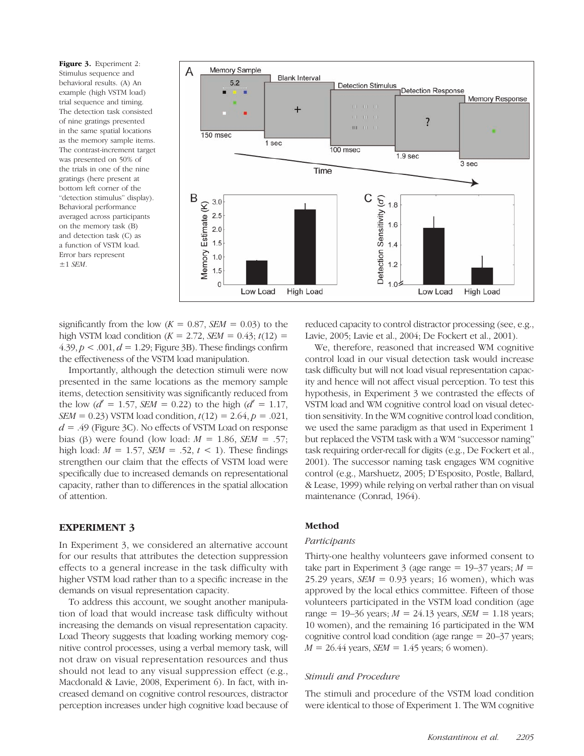**Figure 3.** Experiment 2: Stimulus sequence and behavioral results. (A) An example (high VSTM load) trial sequence and timing. The detection task consisted of nine gratings presented in the same spatial locations as the memory sample items. The contrast-increment target was presented on 50% of the trials in one of the nine gratings (here present at bottom left corner of the "detection stimulus" display). Behavioral performance averaged across participants on the memory task (B) and detection task (C) as a function of VSTM load. Error bars represent ±1 *SEM*.

significantly from the low ($K$ = 0.87, *SEM* = 0.03) to the high VSTM load condition ($K$ = 2.72, *SEM* = 0.43; $t(12)$ = 4.39, $p < .001$, $d$ = 1.29; Figure 3B). These findings confirm the effectiveness of the VSTM load manipulation.

Importantly, although the detection stimuli were now presented in the same locations as the memory sample items, detection sensitivity was significantly reduced from the low ($d'$ = 1.57, *SEM* = 0.22) to the high ($d'$ = 1.17, *SEM* = 0.23) VSTM load condition, $t(12)$ = 2.64, $p$ = .021, $d$ = .49 (Figure 3C). No effects of VSTM Load on response bias (β) were found (low load: $M$ = 1.86, *SEM* = .57; high load: $M$ = 1.57, *SEM* = .52, $t$ < 1). These findings strengthen our claim that the effects of VSTM load were specifically due to increased demands on representational capacity, rather than to differences in the spatial allocation of attention.

## EXPERIMENT 3

In Experiment 3, we considered an alternative account for our results that attributes the detection suppression effects to a general increase in the task difficulty with higher VSTM load rather than to a specific increase in the demands on visual representation capacity.

To address this account, we sought another manipulation of load that would increase task difficulty without increasing the demands on visual representation capacity. Load Theory suggests that loading working memory cognitive control processes, using a verbal memory task, will not draw on visual representation resources and thus should not lead to any visual suppression effect (e.g., Macdonald & Lavie, 2008, Experiment 6). In fact, with increased demand on cognitive control resources, distractor perception increases under high cognitive load because of reduced capacity to control distractor processing (see, e.g., Lavie, 2005; Lavie et al., 2004; De Fockert et al., 2001).

We, therefore, reasoned that increased WM cognitive control load in our visual detection task would increase task difficulty but will not load visual representation capacity and hence will not affect visual perception. To test this hypothesis, in Experiment 3 we contrasted the effects of VSTM load and WM cognitive control load on visual detection sensitivity. In the WM cognitive control load condition, we used the same paradigm as that used in Experiment 1 but replaced the VSTM task with a WM "successor naming" task requiring order-recall for digits (e.g., De Fockert et al., 2001). The successor naming task engages WM cognitive control (e.g., Marshuetz, 2005; D'Esposito, Postle, Ballard, & Lease, 1999) while relying on verbal rather than on visual maintenance (Conrad, 1964).

### Method

#### *Participants*

Thirty-one healthy volunteers gave informed consent to take part in Experiment 3 (age range = 19–37 years; $M$ = 25.29 years, *SEM* = 0.93 years; 16 women), which was approved by the local ethics committee. Fifteen of those volunteers participated in the VSTM load condition (age range = 19–36 years; $M$ = 24.13 years, *SEM* = 1.18 years; 10 women), and the remaining 16 participated in the WM cognitive control load condition (age range = 20–37 years; $M$ = 26.44 years, *SEM* = 1.45 years; 6 women).

#### *Stimuli and Procedure*

The stimuli and procedure of the VSTM load condition were identical to those of Experiment 1. The WM cognitive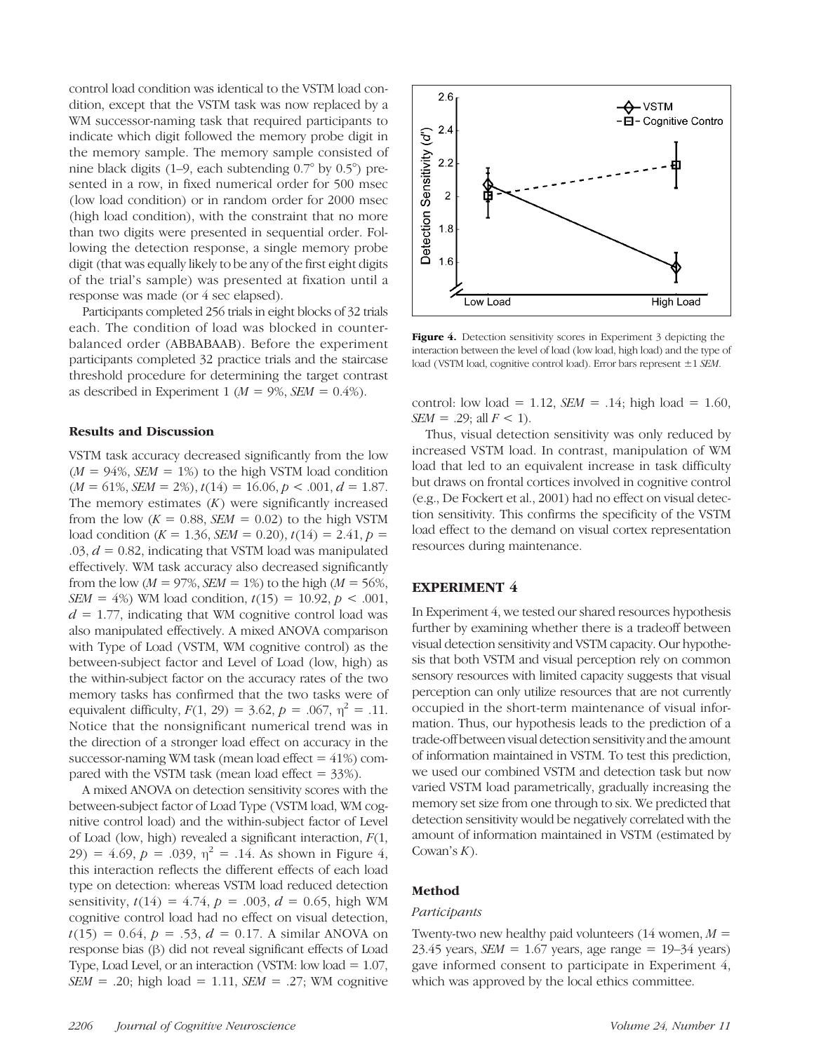control load condition was identical to the VSTM load condition, except that the VSTM task was now replaced by a WM successor-naming task that required participants to indicate which digit followed the memory probe digit in the memory sample. The memory sample consisted of nine black digits (1–9, each subtending 0.7° by 0.5°) presented in a row, in fixed numerical order for 500 msec (low load condition) or in random order for 2000 msec (high load condition), with the constraint that no more than two digits were presented in sequential order. Following the detection response, a single memory probe digit (that was equally likely to be any of the first eight digits of the trial's sample) was presented at fixation until a response was made (or 4 sec elapsed).

Participants completed 256 trials in eight blocks of 32 trials each. The condition of load was blocked in counterbalanced order (ABBABAAB). Before the experiment participants completed 32 practice trials and the staircase threshold procedure for determining the target contrast as described in Experiment 1 ($M = 9\%$, $SEM = 0.4\%$).

### Results and Discussion

VSTM task accuracy decreased significantly from the low ($M = 94\%$, $SEM = 1\%$) to the high VSTM load condition ($M = 61\%$, $SEM = 2\%$), $t(14) = 16.06$, $p < .001$, $d = 1.87$. The memory estimates ($K$) were significantly increased from the low ($K = 0.88$, $SEM = 0.02$) to the high VSTM load condition ($K = 1.36$, $SEM = 0.20$), $t(14) = 2.41$, $p = .03$, $d = 0.82$, indicating that VSTM load was manipulated effectively. WM task accuracy also decreased significantly from the low ($M = 97\%$, $SEM = 1\%$) to the high ($M = 56\%$, $SEM = 4\%$) WM load condition, $t(15) = 10.92$, $p < .001$, $d = 1.77$, indicating that WM cognitive control load was also manipulated effectively. A mixed ANOVA comparison with Type of Load (VSTM, WM cognitive control) as the between-subject factor and Level of Load (low, high) as the within-subject factor on the accuracy rates of the two memory tasks has confirmed that the two tasks were of equivalent difficulty, $F(1, 29) = 3.62$, $p = .067$, $\eta^2 = .11$. Notice that the nonsignificant numerical trend was in the direction of a stronger load effect on accuracy in the successor-naming WM task (mean load effect = 41%) compared with the VSTM task (mean load effect = 33%).

A mixed ANOVA on detection sensitivity scores with the between-subject factor of Load Type (VSTM load, WM cognitive control load) and the within-subject factor of Level of Load (low, high) revealed a significant interaction, $F(1, 29) = 4.69$, $p = .039$, $\eta^2 = .14$. As shown in Figure 4, this interaction reflects the different effects of each load type on detection: whereas VSTM load reduced detection sensitivity, $t(14) = 4.74$, $p = .003$, $d = 0.65$, high WM cognitive control load had no effect on visual detection, $t(15) = 0.64$, $p = .53$, $d = 0.17$. A similar ANOVA on response bias ($\beta$) did not reveal significant effects of Load Type, Load Level, or an interaction (VSTM: low load = 1.07, $SEM = .20$; high load = 1.11, $SEM = .27$; WM cognitive control: low load = 1.12, $SEM = .14$; high load = 1.60, $SEM = .29$; all $F < 1$).

**Figure 4.** Detection sensitivity scores in Experiment 3 depicting the interaction between the level of load (low load, high load) and the type of load (VSTM load, cognitive control load). Error bars represent ±1 *SEM*.

Thus, visual detection sensitivity was only reduced by increased VSTM load. In contrast, manipulation of WM load that led to an equivalent increase in task difficulty but draws on frontal cortices involved in cognitive control (e.g., De Fockert et al., 2001) had no effect on visual detection sensitivity. This confirms the specificity of the VSTM load effect to the demand on visual cortex representation resources during maintenance.

## EXPERIMENT 4

In Experiment 4, we tested our shared resources hypothesis further by examining whether there is a tradeoff between visual detection sensitivity and VSTM capacity. Our hypothesis that both VSTM and visual perception rely on common sensory resources with limited capacity suggests that visual perception can only utilize resources that are not currently occupied in the short-term maintenance of visual information. Thus, our hypothesis leads to the prediction of a trade-off between visual detection sensitivity and the amount of information maintained in VSTM. To test this prediction, we used our combined VSTM and detection task but now varied VSTM load parametrically, gradually increasing the memory set size from one through to six. We predicted that detection sensitivity would be negatively correlated with the amount of information maintained in VSTM (estimated by Cowan's $K$).

### Method

#### *Participants*

Twenty-two new healthy paid volunteers (14 women, $M = 23.45$ years, $SEM = 1.67$ years, age range = 19–34 years) gave informed consent to participate in Experiment 4, which was approved by the local ethics committee.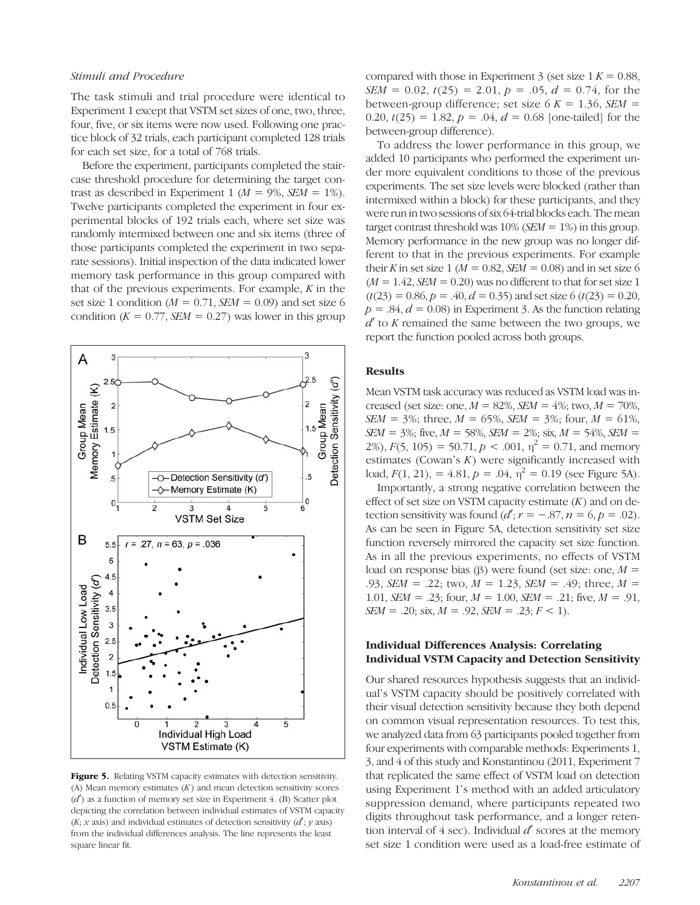*Stimuli and Procedure*

The task stimuli and trial procedure were identical to Experiment 1 except that VSTM set sizes of one, two, three, four, five, or six items were now used. Following one practice block of 32 trials, each participant completed 128 trials for each set size, for a total of 768 trials.

Before the experiment, participants completed the staircase threshold procedure for determining the target contrast as described in Experiment 1 ($M$ = 9%, $SEM$ = 1%). Twelve participants completed the experiment in four experimental blocks of 192 trials each, where set size was randomly intermixed between one and six items (three of those participants completed the experiment in two separate sessions). Initial inspection of the data indicated lower memory task performance in this group compared with that of the previous experiments. For example, $K$ in the set size 1 condition ($M$ = 0.71, $SEM$ = 0.09) and set size 6 condition ($K$ = 0.77, $SEM$ = 0.27) was lower in this group compared with those in Experiment 3 (set size 1 $K$ = 0.88, $SEM$ = 0.02, $t(25)$ = 2.01, $p$ = .05, $d$ = 0.74, for the between-group difference; set size 6 $K$ = 1.36, $SEM$ = 0.20, $t(25)$ = 1.82, $p$ = .04, $d$ = 0.68 [one-tailed] for the between-group difference).

To address the lower performance in this group, we added 10 participants who performed the experiment under more equivalent conditions to those of the previous experiments. The set size levels were blocked (rather than intermixed within a block) for these participants, and they were run in two sessions of six 64-trial blocks each. The mean target contrast threshold was 10% ($SEM$ = 1%) in this group. Memory performance in the new group was no longer different to that in the previous experiments. For example their $K$ in set size 1 ($M$ = 0.82, $SEM$ = 0.08) and in set size 6 ($M$ = 1.42, $SEM$ = 0.20) was no different to that for set size 1 ($t(23)$ = 0.86, $p$ = .40, $d$ = 0.35) and set size 6 ($t(23)$ = 0.20, $p$ = .84, $d$ = 0.08) in Experiment 3. As the function relating $d'$ to $K$ remained the same between the two groups, we report the function pooled across both groups.

**Figure 5.** Relating VSTM capacity estimates with detection sensitivity. (A) Mean memory estimates ($K$) and mean detection sensitivity scores ($d'$) as a function of memory set size in Experiment 4. (B) Scatter plot depicting the correlation between individual estimates of VSTM capacity ($K$; $x$ axis) and individual estimates of detection sensitivity ($d'$; $y$ axis) from the individual differences analysis. The line represents the least square linear fit.

## Results

Mean VSTM task accuracy was reduced as VSTM load was increased (set size: one, $M$ = 82%, $SEM$ = 4%; two, $M$ = 70%, $SEM$ = 3%; three, $M$ = 65%, $SEM$ = 3%; four, $M$ = 61%, $SEM$ = 3%; five, $M$ = 58%, $SEM$ = 2%; six, $M$ = 54%, $SEM$ = 2%), $F(5, 105)$ = 50.71, $p$ < .001, $\eta^2$ = 0.71, and memory estimates (Cowan's $K$) were significantly increased with load, $F(1, 21)$, = 4.81, $p$ = .04, $\eta^2$ = 0.19 (see Figure 5A).

Importantly, a strong negative correlation between the effect of set size on VSTM capacity estimate ($K$) and on detection sensitivity was found ($d'$; $r$ = −.87, $n$ = 6, $p$ = .02). As can be seen in Figure 5A, detection sensitivity set size function reversely mirrored the capacity set size function. As in all the previous experiments, no effects of VSTM load on response bias (β) were found (set size: one, $M$ = .93, $SEM$ = .22; two, $M$ = 1.23, $SEM$ = .49; three, $M$ = 1.01, $SEM$ = .23; four, $M$ = 1.00, $SEM$ = .21; five, $M$ = .91, $SEM$ = .20; six, $M$ = .92, $SEM$ = .23; $F$ < 1).

## Individual Differences Analysis: Correlating Individual VSTM Capacity and Detection Sensitivity

Our shared resources hypothesis suggests that an individual's VSTM capacity should be positively correlated with their visual detection sensitivity because they both depend on common visual representation resources. To test this, we analyzed data from 63 participants pooled together from four experiments with comparable methods: Experiments 1, 3, and 4 of this study and Konstantinou (2011, Experiment 7 that replicated the same effect of VSTM load on detection using Experiment 1's method with an added articulatory suppression demand, where participants repeated two digits throughout task performance, and a longer retention interval of 4 sec). Individual $d'$ scores at the memory set size 1 condition were used as a load-free estimate of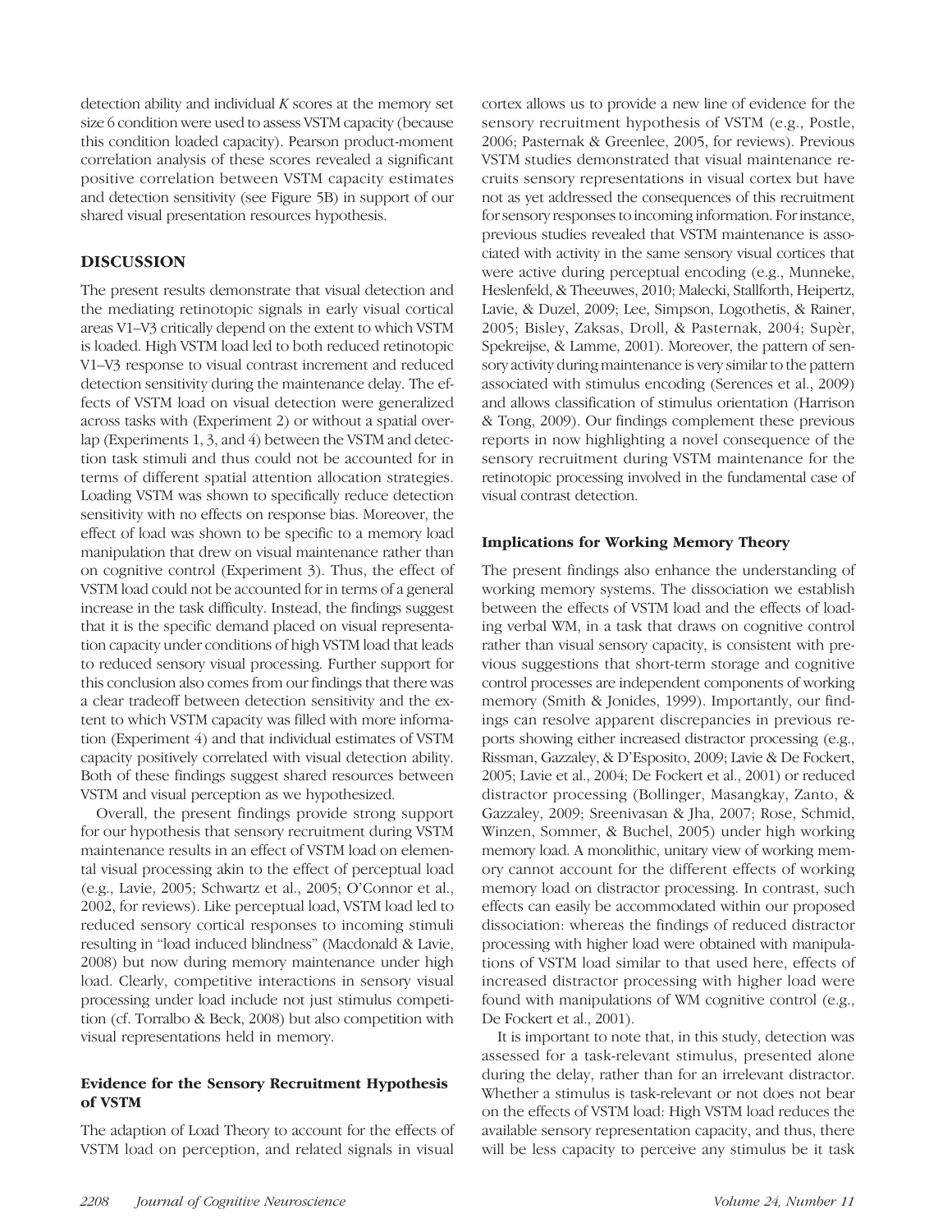detection ability and individual $K$ scores at the memory set size 6 condition were used to assess VSTM capacity (because this condition loaded capacity). Pearson product-moment correlation analysis of these scores revealed a significant positive correlation between VSTM capacity estimates and detection sensitivity (see Figure 5B) in support of our shared visual presentation resources hypothesis.

## DISCUSSION

The present results demonstrate that visual detection and the mediating retinotopic signals in early visual cortical areas V1–V3 critically depend on the extent to which VSTM is loaded. High VSTM load led to both reduced retinotopic V1–V3 response to visual contrast increment and reduced detection sensitivity during the maintenance delay. The effects of VSTM load on visual detection were generalized across tasks with (Experiment 2) or without a spatial overlap (Experiments 1, 3, and 4) between the VSTM and detection task stimuli and thus could not be accounted for in terms of different spatial attention allocation strategies. Loading VSTM was shown to specifically reduce detection sensitivity with no effects on response bias. Moreover, the effect of load was shown to be specific to a memory load manipulation that drew on visual maintenance rather than on cognitive control (Experiment 3). Thus, the effect of VSTM load could not be accounted for in terms of a general increase in the task difficulty. Instead, the findings suggest that it is the specific demand placed on visual representation capacity under conditions of high VSTM load that leads to reduced sensory visual processing. Further support for this conclusion also comes from our findings that there was a clear tradeoff between detection sensitivity and the extent to which VSTM capacity was filled with more information (Experiment 4) and that individual estimates of VSTM capacity positively correlated with visual detection ability. Both of these findings suggest shared resources between VSTM and visual perception as we hypothesized.

Overall, the present findings provide strong support for our hypothesis that sensory recruitment during VSTM maintenance results in an effect of VSTM load on elemental visual processing akin to the effect of perceptual load (e.g., Lavie, 2005; Schwartz et al., 2005; O'Connor et al., 2002, for reviews). Like perceptual load, VSTM load led to reduced sensory cortical responses to incoming stimuli resulting in "load induced blindness" (Macdonald & Lavie, 2008) but now during memory maintenance under high load. Clearly, competitive interactions in sensory visual processing under load include not just stimulus competition (cf. Torralbo & Beck, 2008) but also competition with visual representations held in memory.

### Evidence for the Sensory Recruitment Hypothesis of VSTM

The adaption of Load Theory to account for the effects of VSTM load on perception, and related signals in visual cortex allows us to provide a new line of evidence for the sensory recruitment hypothesis of VSTM (e.g., Postle, 2006; Pasternak & Greenlee, 2005, for reviews). Previous VSTM studies demonstrated that visual maintenance recruits sensory representations in visual cortex but have not as yet addressed the consequences of this recruitment for sensory responses to incoming information. For instance, previous studies revealed that VSTM maintenance is associated with activity in the same sensory visual cortices that were active during perceptual encoding (e.g., Munneke, Heslenfeld, & Theeuwes, 2010; Malecki, Stallforth, Heipertz, Lavie, & Duzel, 2009; Lee, Simpson, Logothetis, & Rainer, 2005; Bisley, Zaksas, Droll, & Pasternak, 2004; Supèr, Spekreijse, & Lamme, 2001). Moreover, the pattern of sensory activity during maintenance is very similar to the pattern associated with stimulus encoding (Serences et al., 2009) and allows classification of stimulus orientation (Harrison & Tong, 2009). Our findings complement these previous reports in now highlighting a novel consequence of the sensory recruitment during VSTM maintenance for the retinotopic processing involved in the fundamental case of visual contrast detection.

### Implications for Working Memory Theory

The present findings also enhance the understanding of working memory systems. The dissociation we establish between the effects of VSTM load and the effects of loading verbal WM, in a task that draws on cognitive control rather than visual sensory capacity, is consistent with previous suggestions that short-term storage and cognitive control processes are independent components of working memory (Smith & Jonides, 1999). Importantly, our findings can resolve apparent discrepancies in previous reports showing either increased distractor processing (e.g., Rissman, Gazzaley, & D'Esposito, 2009; Lavie & De Fockert, 2005; Lavie et al., 2004; De Fockert et al., 2001) or reduced distractor processing (Bollinger, Masangkay, Zanto, & Gazzaley, 2009; Sreenivasan & Jha, 2007; Rose, Schmid, Winzen, Sommer, & Buchel, 2005) under high working memory load. A monolithic, unitary view of working memory cannot account for the different effects of working memory load on distractor processing. In contrast, such effects can easily be accommodated within our proposed dissociation: whereas the findings of reduced distractor processing with higher load were obtained with manipulations of VSTM load similar to that used here, effects of increased distractor processing with higher load were found with manipulations of WM cognitive control (e.g., De Fockert et al., 2001).

It is important to note that, in this study, detection was assessed for a task-relevant stimulus, presented alone during the delay, rather than for an irrelevant distractor. Whether a stimulus is task-relevant or not does not bear on the effects of VSTM load: High VSTM load reduces the available sensory representation capacity, and thus, there will be less capacity to perceive any stimulus be it task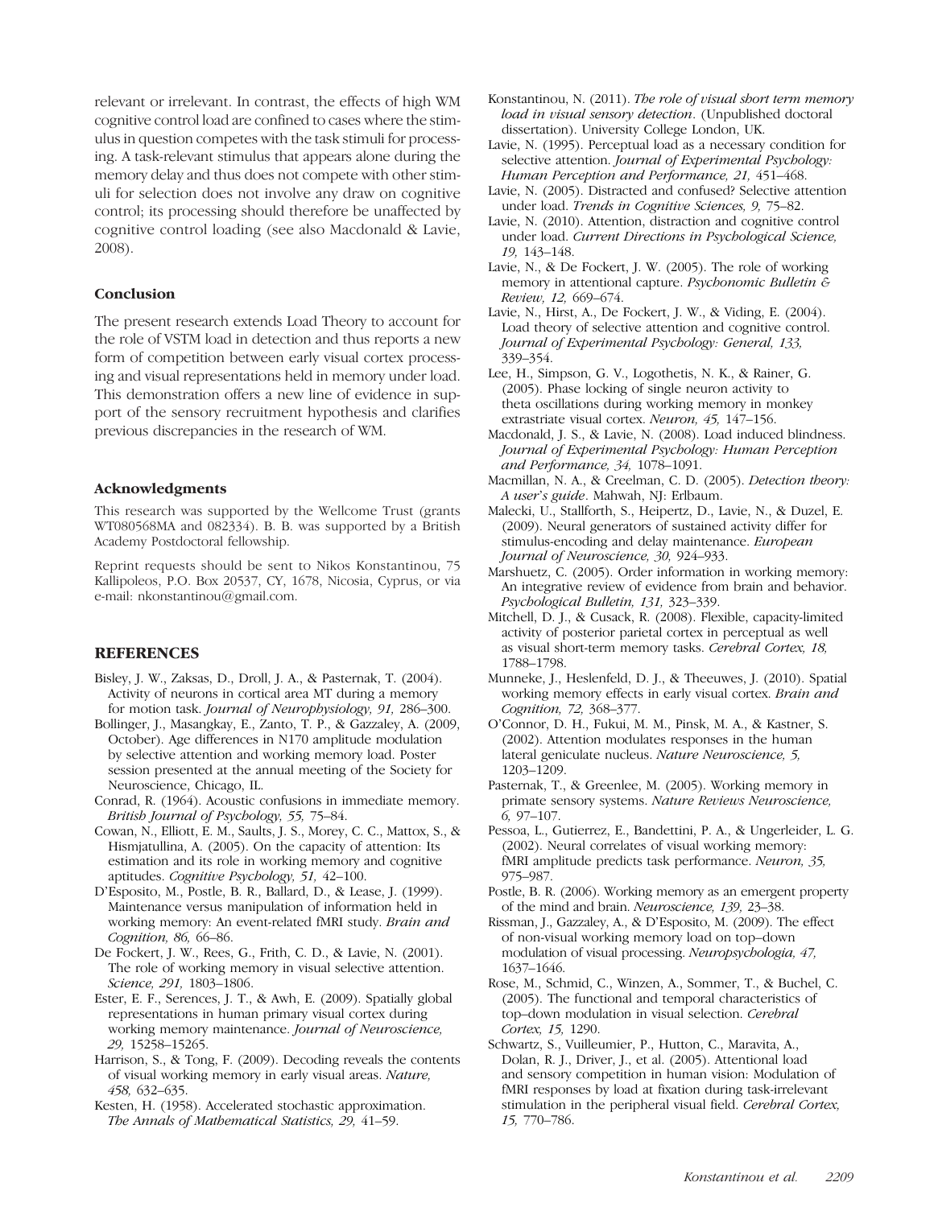relevant or irrelevant. In contrast, the effects of high WM cognitive control load are confined to cases where the stimulus in question competes with the task stimuli for processing. A task-relevant stimulus that appears alone during the memory delay and thus does not compete with other stimuli for selection does not involve any draw on cognitive control; its processing should therefore be unaffected by cognitive control loading (see also Macdonald & Lavie, 2008).

### Conclusion

The present research extends Load Theory to account for the role of VSTM load in detection and thus reports a new form of competition between early visual cortex processing and visual representations held in memory under load. This demonstration offers a new line of evidence in support of the sensory recruitment hypothesis and clarifies previous discrepancies in the research of WM.

### Acknowledgments

This research was supported by the Wellcome Trust (grants WT080568MA and 082334). B. B. was supported by a British Academy Postdoctoral fellowship.

Reprint requests should be sent to Nikos Konstantinou, 75 Kallipoleos, P.O. Box 20537, CY, 1678, Nicosia, Cyprus, or via e-mail: nkonstantinou@gmail.com.

## REFERENCES

Bisley, J. W., Zaksas, D., Droll, J. A., & Pasternak, T. (2004). Activity of neurons in cortical area MT during a memory for motion task. *Journal of Neurophysiology, 91,* 286–300.

Bollinger, J., Masangkay, E., Zanto, T. P., & Gazzaley, A. (2009, October). Age differences in N170 amplitude modulation by selective attention and working memory load. Poster session presented at the annual meeting of the Society for Neuroscience, Chicago, IL.

Conrad, R. (1964). Acoustic confusions in immediate memory. *British Journal of Psychology, 55,* 75–84.

Cowan, N., Elliott, E. M., Saults, J. S., Morey, C. C., Mattox, S., & Hismjatullina, A. (2005). On the capacity of attention: Its estimation and its role in working memory and cognitive aptitudes. *Cognitive Psychology, 51,* 42–100.

D'Esposito, M., Postle, B. R., Ballard, D., & Lease, J. (1999). Maintenance versus manipulation of information held in working memory: An event-related fMRI study. *Brain and Cognition, 86,* 66–86.

De Fockert, J. W., Rees, G., Frith, C. D., & Lavie, N. (2001). The role of working memory in visual selective attention. *Science, 291,* 1803–1806.

Ester, E. F., Serences, J. T., & Awh, E. (2009). Spatially global representations in human primary visual cortex during working memory maintenance. *Journal of Neuroscience, 29,* 15258–15265.

Harrison, S., & Tong, F. (2009). Decoding reveals the contents of visual working memory in early visual areas. *Nature, 458,* 632–635.

Kesten, H. (1958). Accelerated stochastic approximation. *The Annals of Mathematical Statistics, 29,* 41–59.

Konstantinou, N. (2011). *The role of visual short term memory load in visual sensory detection*. (Unpublished doctoral dissertation). University College London, UK.

Lavie, N. (1995). Perceptual load as a necessary condition for selective attention. *Journal of Experimental Psychology: Human Perception and Performance, 21,* 451–468.

Lavie, N. (2005). Distracted and confused? Selective attention under load. *Trends in Cognitive Sciences, 9,* 75–82.

Lavie, N. (2010). Attention, distraction and cognitive control under load. *Current Directions in Psychological Science, 19,* 143–148.

Lavie, N., & De Fockert, J. W. (2005). The role of working memory in attentional capture. *Psychonomic Bulletin & Review, 12,* 669–674.

Lavie, N., Hirst, A., De Fockert, J. W., & Viding, E. (2004). Load theory of selective attention and cognitive control. *Journal of Experimental Psychology: General, 133,* 339–354.

Lee, H., Simpson, G. V., Logothetis, N. K., & Rainer, G. (2005). Phase locking of single neuron activity to theta oscillations during working memory in monkey extrastriate visual cortex. *Neuron, 45,* 147–156.

Macdonald, J. S., & Lavie, N. (2008). Load induced blindness. *Journal of Experimental Psychology: Human Perception and Performance, 34,* 1078–1091.

Macmillan, N. A., & Creelman, C. D. (2005). *Detection theory: A user's guide*. Mahwah, NJ: Erlbaum.

Malecki, U., Stallforth, S., Heipertz, D., Lavie, N., & Duzel, E. (2009). Neural generators of sustained activity differ for stimulus-encoding and delay maintenance. *European Journal of Neuroscience, 30,* 924–933.

Marshuetz, C. (2005). Order information in working memory: An integrative review of evidence from brain and behavior. *Psychological Bulletin, 131,* 323–339.

Mitchell, D. J., & Cusack, R. (2008). Flexible, capacity-limited activity of posterior parietal cortex in perceptual as well as visual short-term memory tasks. *Cerebral Cortex, 18,* 1788–1798.

Munneke, J., Heslenfeld, D. J., & Theeuwes, J. (2010). Spatial working memory effects in early visual cortex. *Brain and Cognition, 72,* 368–377.

O'Connor, D. H., Fukui, M. M., Pinsk, M. A., & Kastner, S. (2002). Attention modulates responses in the human lateral geniculate nucleus. *Nature Neuroscience, 5,* 1203–1209.

Pasternak, T., & Greenlee, M. (2005). Working memory in primate sensory systems. *Nature Reviews Neuroscience, 6,* 97–107.

Pessoa, L., Gutierrez, E., Bandettini, P. A., & Ungerleider, L. G. (2002). Neural correlates of visual working memory: fMRI amplitude predicts task performance. *Neuron, 35,* 975–987.

Postle, B. R. (2006). Working memory as an emergent property of the mind and brain. *Neuroscience, 139,* 23–38.

Rissman, J., Gazzaley, A., & D'Esposito, M. (2009). The effect of non-visual working memory load on top–down modulation of visual processing. *Neuropsychologia, 47,* 1637–1646.

Rose, M., Schmid, C., Winzen, A., Sommer, T., & Buchel, C. (2005). The functional and temporal characteristics of top–down modulation in visual selection. *Cerebral Cortex, 15,* 1290.

Schwartz, S., Vuilleumier, P., Hutton, C., Maravita, A., Dolan, R. J., Driver, J., et al. (2005). Attentional load and sensory competition in human vision: Modulation of fMRI responses by load at fixation during task-irrelevant stimulation in the peripheral visual field. *Cerebral Cortex, 15,* 770–786.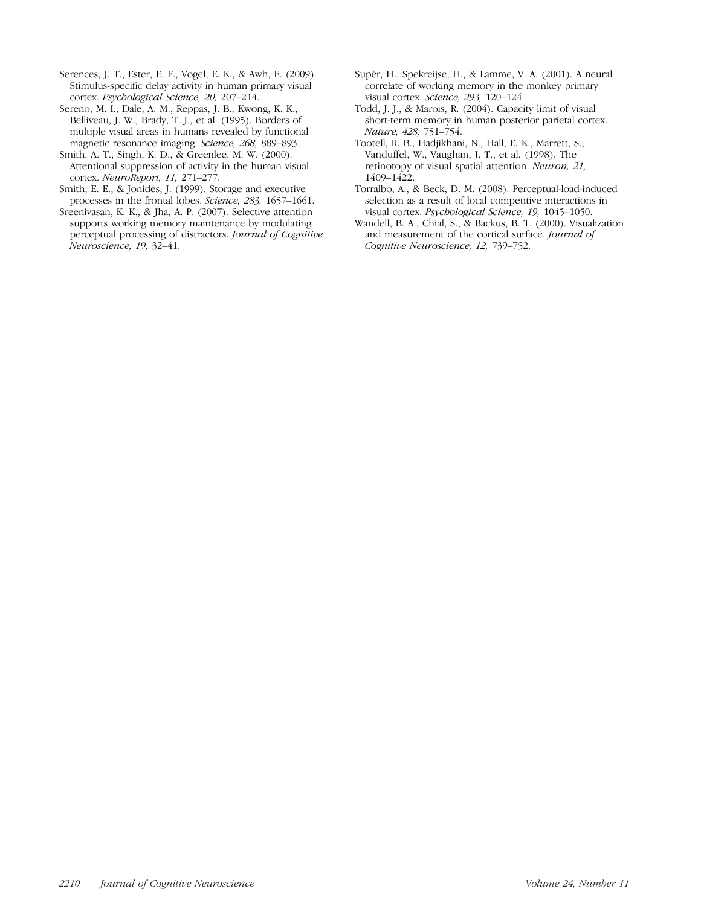Serences, J. T., Ester, E. F., Vogel, E. K., & Awh, E. (2009). Stimulus-specific delay activity in human primary visual cortex. *Psychological Science, 20,* 207–214.

Sereno, M. I., Dale, A. M., Reppas, J. B., Kwong, K. K., Belliveau, J. W., Brady, T. J., et al. (1995). Borders of multiple visual areas in humans revealed by functional magnetic resonance imaging. *Science, 268,* 889–893.

Smith, A. T., Singh, K. D., & Greenlee, M. W. (2000). Attentional suppression of activity in the human visual cortex. *NeuroReport, 11,* 271–277.

Smith, E. E., & Jonides, J. (1999). Storage and executive processes in the frontal lobes. *Science, 283,* 1657–1661.

Sreenivasan, K. K., & Jha, A. P. (2007). Selective attention supports working memory maintenance by modulating perceptual processing of distractors. *Journal of Cognitive Neuroscience, 19,* 32–41.

Supèr, H., Spekreijse, H., & Lamme, V. A. (2001). A neural correlate of working memory in the monkey primary visual cortex. *Science, 293,* 120–124.

Todd, J. J., & Marois, R. (2004). Capacity limit of visual short-term memory in human posterior parietal cortex. *Nature, 428,* 751–754.

Tootell, R. B., Hadjikhani, N., Hall, E. K., Marrett, S., Vanduffel, W., Vaughan, J. T., et al. (1998). The retinotopy of visual spatial attention. *Neuron, 21,* 1409–1422.

Torralbo, A., & Beck, D. M. (2008). Perceptual-load-induced selection as a result of local competitive interactions in visual cortex. *Psychological Science, 19,* 1045–1050.

Wandell, B. A., Chial, S., & Backus, B. T. (2000). Visualization and measurement of the cortical surface. *Journal of Cognitive Neuroscience, 12,* 739–752.